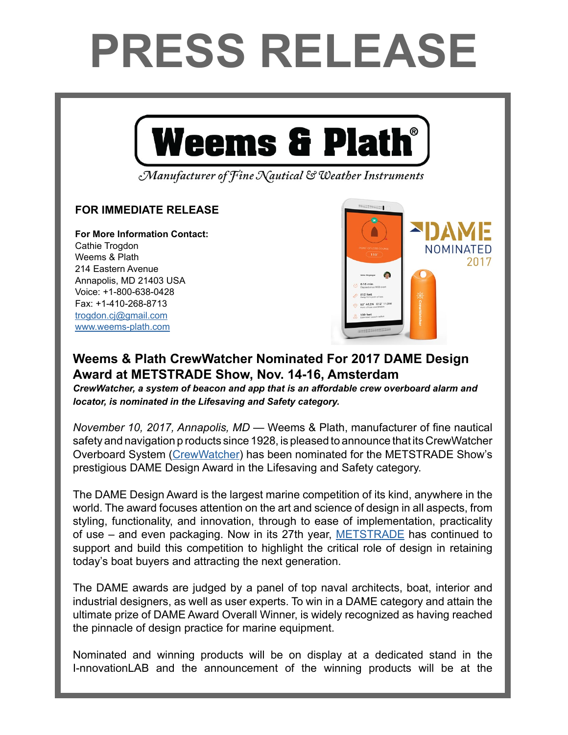# PRESS RELEASE

**Weems & Plath®**

*Manufacturer of Fine Nautical & Weather Instruments*

**FOR IMMEDIATE RELEASE**

**For More Information Contact:**
Cathie Trogdon
Weems & Plath
214 Eastern Avenue
Annapolis, MD 21403 USA
Voice: +1-800-638-0428
Fax: +1-410-268-8713
[trogdon.cj@gmail.com](mailto:trogdon.cj@gmail.com)
[www.weems-plath.com](http://www.weems-plath.com)

## Weems & Plath CrewWatcher Nominated For 2017 DAME Design Award at METSTRADE Show, Nov. 14-16, Amsterdam

***CrewWatcher, a system of beacon and app that is an affordable crew overboard alarm and locator, is nominated in the Lifesaving and Safety category.***

*November 10, 2017, Annapolis, MD* — Weems & Plath, manufacturer of fine nautical safety and navigation p roducts since 1928, is pleased to announce that its CrewWatcher Overboard System (CrewWatcher) has been nominated for the METSTRADE Show's prestigious DAME Design Award in the Lifesaving and Safety category.

The DAME Design Award is the largest marine competition of its kind, anywhere in the world. The award focuses attention on the art and science of design in all aspects, from styling, functionality, and innovation, through to ease of implementation, practicality of use – and even packaging. Now in its 27th year, METSTRADE has continued to support and build this competition to highlight the critical role of design in retaining today's boat buyers and attracting the next generation.

The DAME awards are judged by a panel of top naval architects, boat, interior and industrial designers, as well as user experts. To win in a DAME category and attain the ultimate prize of DAME Award Overall Winner, is widely recognized as having reached the pinnacle of design practice for marine equipment.

Nominated and winning products will be on display at a dedicated stand in the I-nnovationLAB and the announcement of the winning products will be at the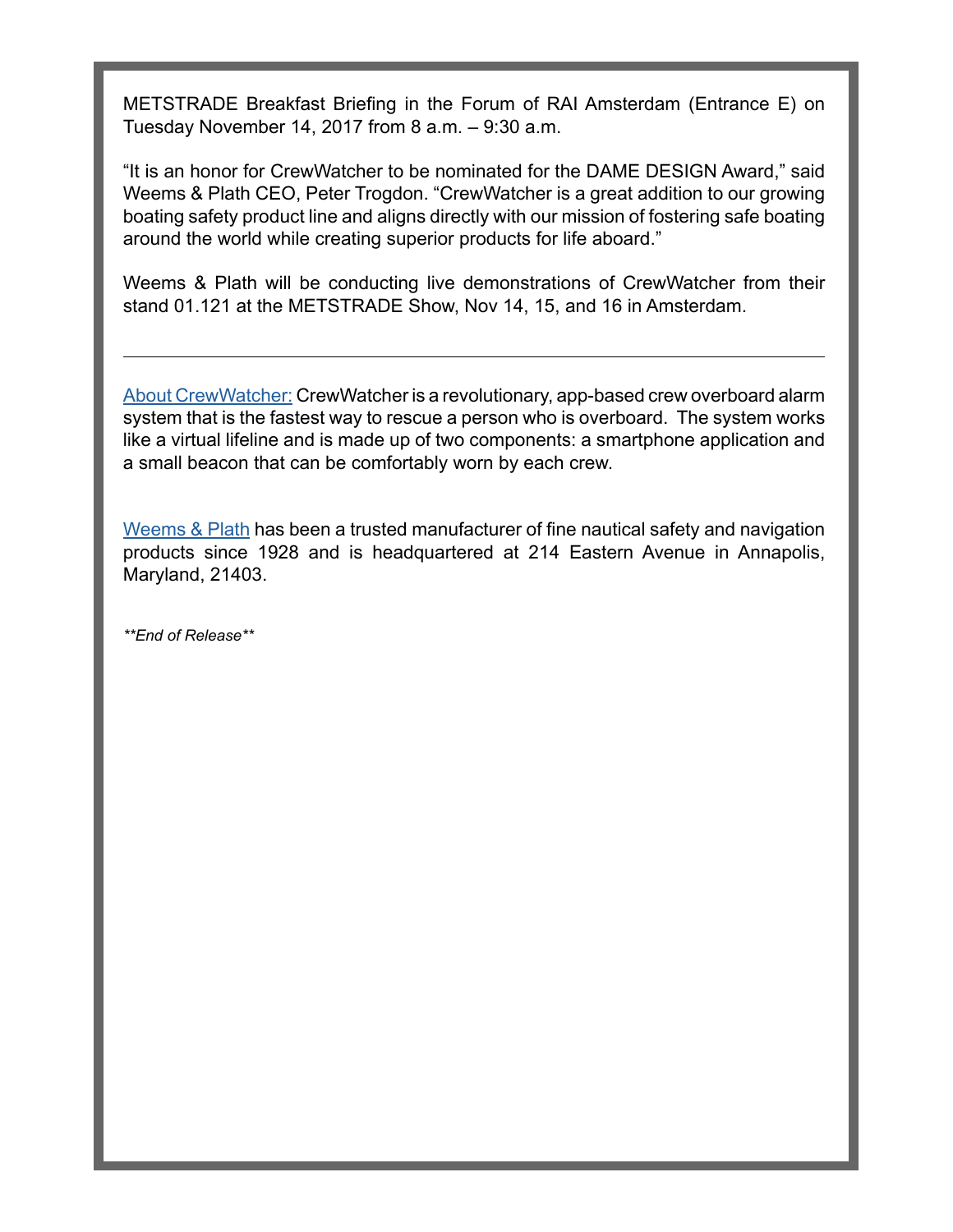METSTRADE Breakfast Briefing in the Forum of RAI Amsterdam (Entrance E) on Tuesday November 14, 2017 from 8 a.m. – 9:30 a.m.

"It is an honor for CrewWatcher to be nominated for the DAME DESIGN Award," said Weems & Plath CEO, Peter Trogdon. "CrewWatcher is a great addition to our growing boating safety product line and aligns directly with our mission of fostering safe boating around the world while creating superior products for life aboard."

Weems & Plath will be conducting live demonstrations of CrewWatcher from their stand 01.121 at the METSTRADE Show, Nov 14, 15, and 16 in Amsterdam.

---

About CrewWatcher: CrewWatcher is a revolutionary, app-based crew overboard alarm system that is the fastest way to rescue a person who is overboard. The system works like a virtual lifeline and is made up of two components: a smartphone application and a small beacon that can be comfortably worn by each crew.

Weems & Plath has been a trusted manufacturer of fine nautical safety and navigation products since 1928 and is headquartered at 214 Eastern Avenue in Annapolis, Maryland, 21403.

*\*\*End of Release\*\**